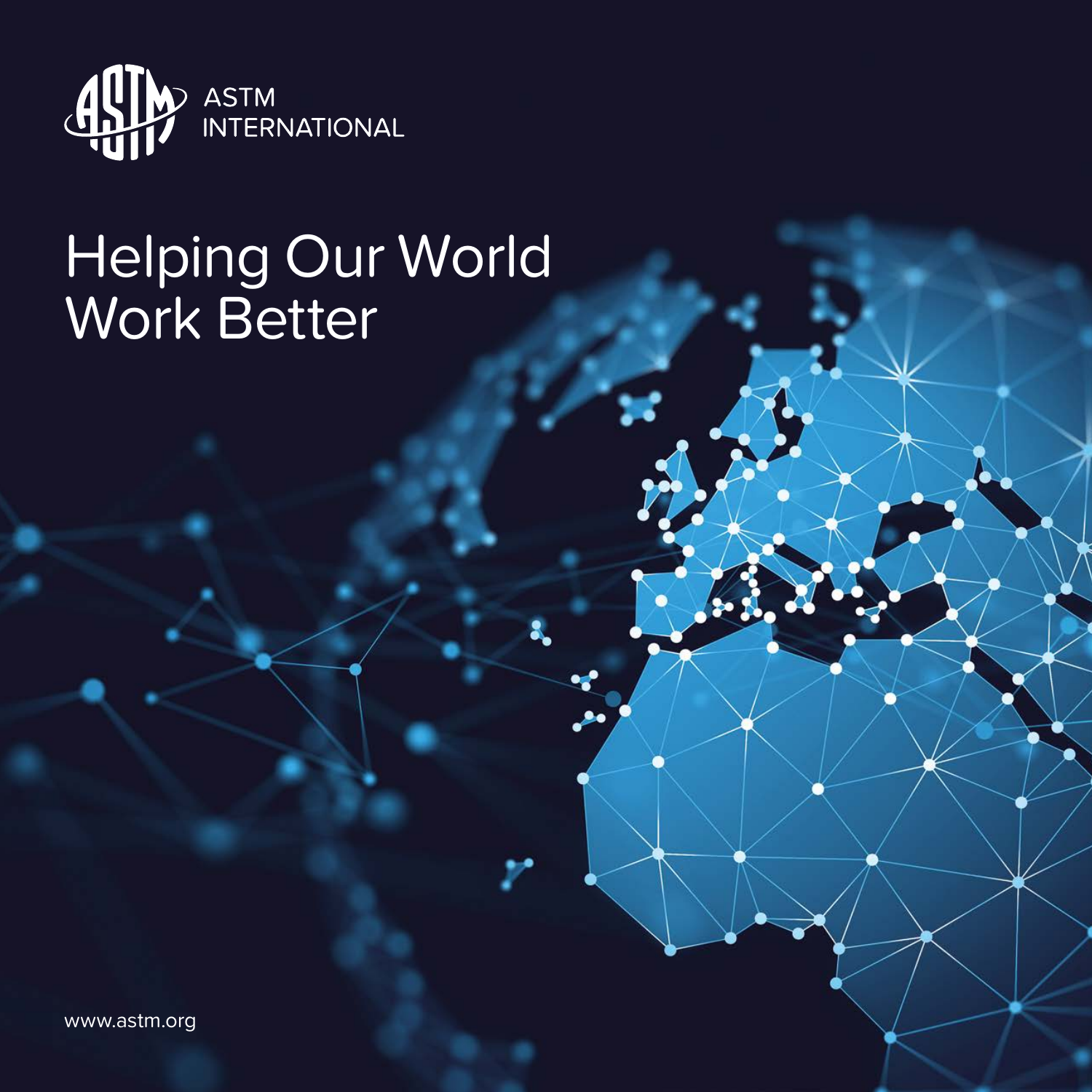ASTM INTERNATIONAL

# Helping Our World Work Better

www.astm.org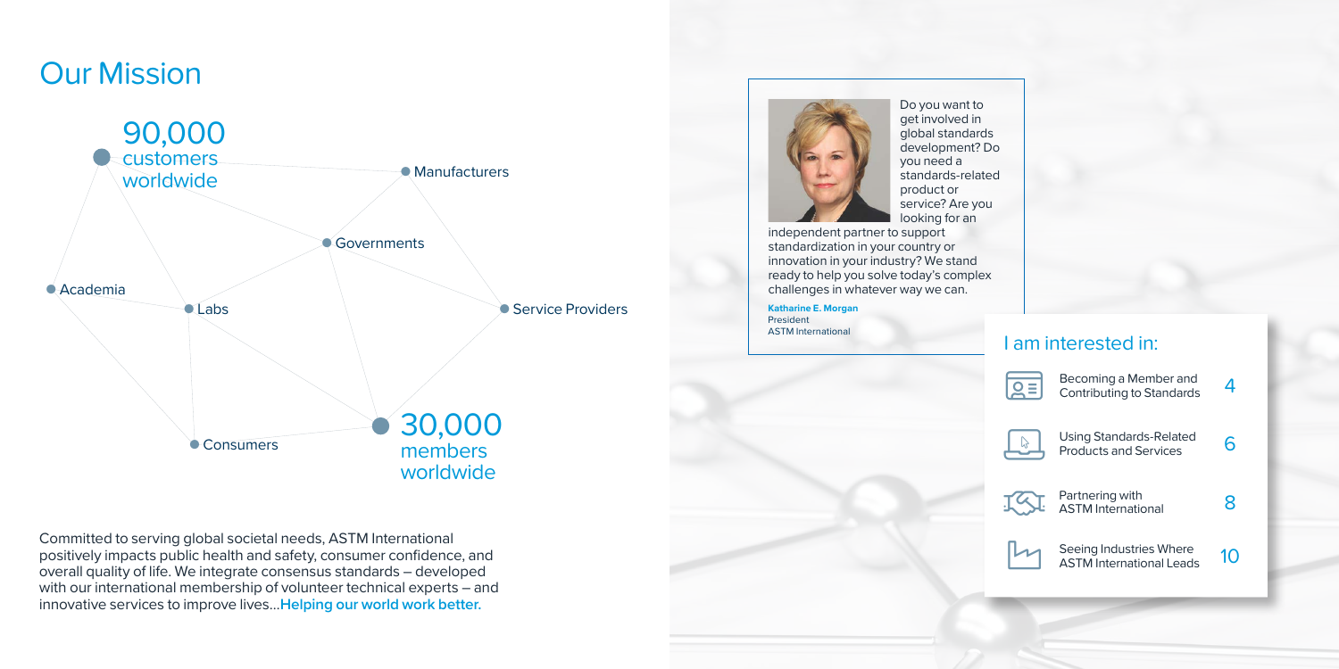# Our Mission

90,000 customers worldwide

Manufacturers

Governments

Academia

Labs

Service Providers

Consumers

30,000 members worldwide

Committed to serving global societal needs, ASTM International positively impacts public health and safety, consumer confidence, and overall quality of life. We integrate consensus standards – developed with our international membership of volunteer technical experts – and innovative services to improve lives…**Helping our world work better.**

Do you want to get involved in global standards development? Do you need a standards-related product or service? Are you looking for an independent partner to support standardization in your country or innovation in your industry? We stand ready to help you solve today's complex challenges in whatever way we can.

**Katharine E. Morgan**
President
ASTM International

## I am interested in:

| | |
|---|---|
| Becoming a Member and Contributing to Standards | 4 |
| Using Standards-Related Products and Services | 6 |
| Partnering with ASTM International | 8 |
| Seeing Industries Where ASTM International Leads | 10 |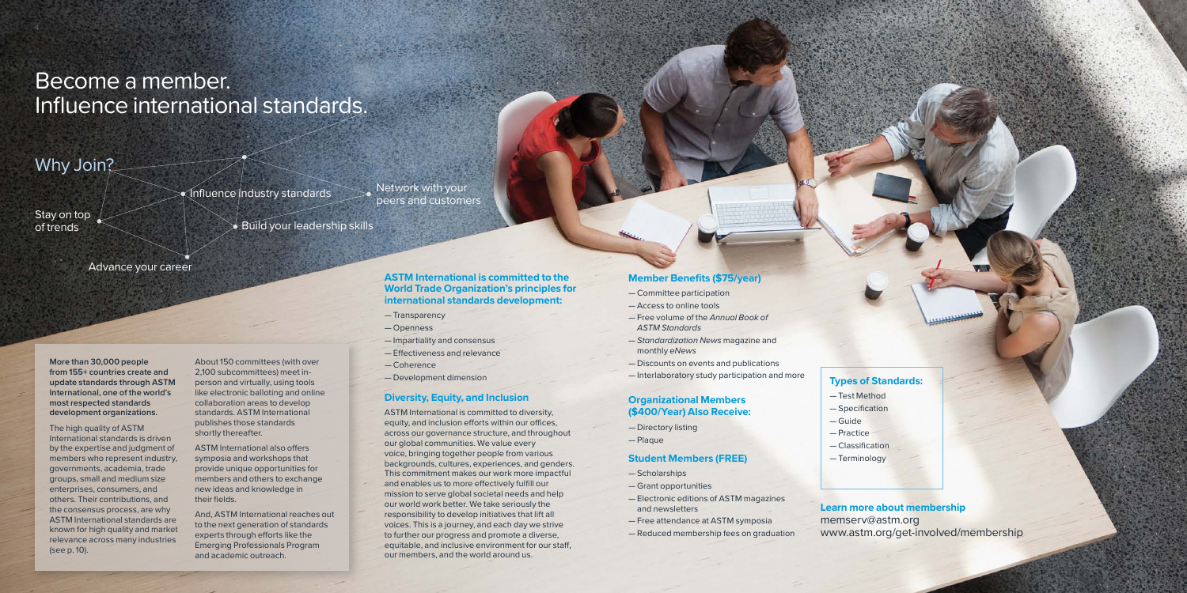# Become a member. Influence international standards.

## Why Join?

- Influence industry standards
- Network with your peers and customers
- Stay on top of trends
- Build your leadership skills
- Advance your career

**More than 30,000 people from 155+ countries create and update standards through ASTM International, one of the world's most respected standards development organizations.**

The high quality of ASTM International standards is driven by the expertise and judgment of members who represent industry, governments, academia, trade groups, small and medium size enterprises, consumers, and others. Their contributions, and the consensus process, are why ASTM International standards are known for high quality and market relevance across many industries (see p. 10).

About 150 committees (with over 2,100 subcommittees) meet in-person and virtually, using tools like electronic balloting and online collaboration areas to develop standards. ASTM International publishes those standards shortly thereafter.

ASTM International also offers symposia and workshops that provide unique opportunities for members and others to exchange new ideas and knowledge in their fields.

And, ASTM International reaches out to the next generation of standards experts through efforts like the Emerging Professionals Program and academic outreach.

### ASTM International is committed to the World Trade Organization's principles for international standards development:

— Transparency
— Openness
— Impartiality and consensus
— Effectiveness and relevance
— Coherence
— Development dimension

### Diversity, Equity, and Inclusion

ASTM International is committed to diversity, equity, and inclusion efforts within our offices, across our governance structure, and throughout our global communities. We value every voice, bringing together people from various backgrounds, cultures, experiences, and genders. This commitment makes our work more impactful and enables us to more effectively fulfill our mission to serve global societal needs and help our world work better. We take seriously the responsibility to develop initiatives that lift all voices. This is a journey, and each day we strive to further our progress and promote a diverse, equitable, and inclusive environment for our staff, our members, and the world around us.

### Member Benefits ($75/year)

— Committee participation
— Access to online tools
— Free volume of the *Annual Book of ASTM Standards*
— *Standardization News* magazine and monthly *eNews*
— Discounts on events and publications
— Interlaboratory study participation and more

### Organizational Members ($400/Year) Also Receive:

— Directory listing
— Plaque

### Student Members (FREE)

— Scholarships
— Grant opportunities
— Electronic editions of ASTM magazines and newsletters
— Free attendance at ASTM symposia
— Reduced membership fees on graduation

### Types of Standards:

— Test Method
— Specification
— Guide
— Practice
— Classification
— Terminology

### Learn more about membership

memserv@astm.org
www.astm.org/get-involved/membership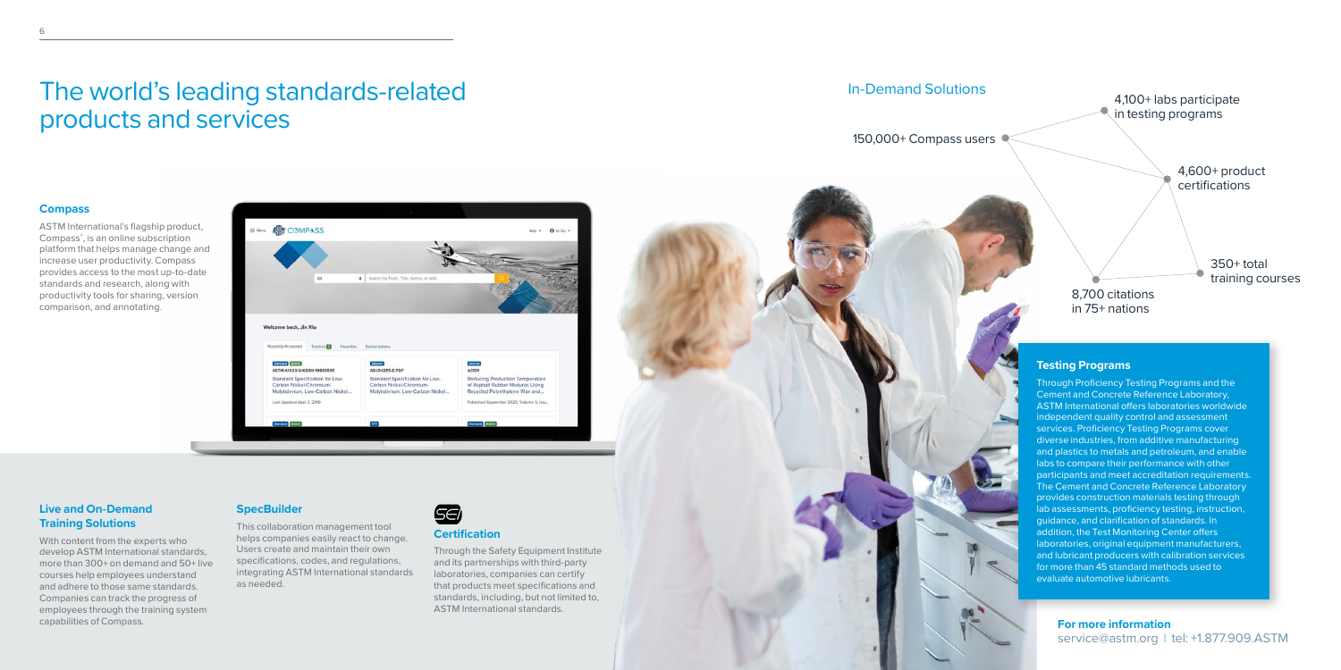# The world's leading standards-related products and services

### Compass

ASTM International's flagship product, Compass®, is an online subscription platform that helps manage change and increase user productivity. Compass provides access to the most up-to-date standards and research, along with productivity tools for sharing, version comparison, and annotating.

## In-Demand Solutions

- 150,000+ Compass users
- 4,100+ labs participate in testing programs
- 4,600+ product certifications
- 350+ total training courses
- 8,700 citations in 75+ nations

### Testing Programs

Through Proficiency Testing Programs and the Cement and Concrete Reference Laboratory, ASTM International offers laboratories worldwide independent quality control and assessment services. Proficiency Testing Programs cover diverse industries, from additive manufacturing and plastics to metals and petroleum, and enable labs to compare their performance with other participants and meet accreditation requirements. The Cement and Concrete Reference Laboratory provides construction materials testing through lab assessments, proficiency testing, instruction, guidance, and clarification of standards. In addition, the Test Monitoring Center offers laboratories, original equipment manufacturers, and lubricant producers with calibration services for more than 45 standard methods used to evaluate automotive lubricants.

### Live and On-Demand Training Solutions

With content from the experts who develop ASTM International standards, more than 300+ on demand and 50+ live courses help employees understand and adhere to those same standards. Companies can track the progress of employees through the training system capabilities of Compass.

### SpecBuilder

This collaboration management tool helps companies easily react to change. Users create and maintain their own specifications, codes, and regulations, integrating ASTM International standards as needed.

### Certification

Through the Safety Equipment Institute and its partnerships with third-party laboratories, companies can certify that products meet specifications and standards, including, but not limited to, ASTM International standards.

**For more information**
service@astm.org | tel: +1.877.909.ASTM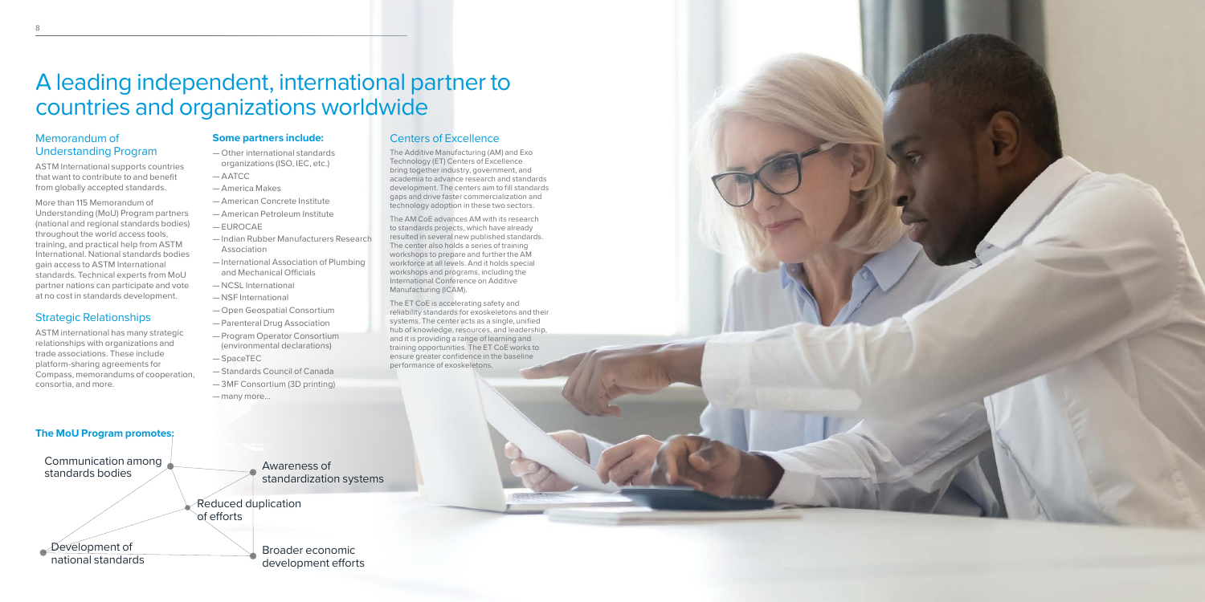# A leading independent, international partner to countries and organizations worldwide

## Memorandum of Understanding Program

ASTM International supports countries that want to contribute to and benefit from globally accepted standards.

More than 115 Memorandum of Understanding (MoU) Program partners (national and regional standards bodies) throughout the world access tools, training, and practical help from ASTM International. National standards bodies gain access to ASTM International standards. Technical experts from MoU partner nations can participate and vote at no cost in standards development.

## Strategic Relationships

ASTM international has many strategic relationships with organizations and trade associations. These include platform-sharing agreements for Compass, memorandums of cooperation, consortia, and more.

**Some partners include:**

- Other international standards organizations (ISO, IEC, etc.)
- AATCC
- America Makes
- American Concrete Institute
- American Petroleum Institute
- EUROCAE
- Indian Rubber Manufacturers Research Association
- International Association of Plumbing and Mechanical Officials
- NCSL International
- NSF International
- Open Geospatial Consortium
- Parenteral Drug Association
- Program Operator Consortium (environmental declarations)
- SpaceTEC
- Standards Council of Canada
- 3MF Consortium (3D printing)
- many more...

**The MoU Program promotes:**

- Communication among standards bodies
- Awareness of standardization systems
- Reduced duplication of efforts
- Development of national standards
- Broader economic development efforts

## Centers of Excellence

The Additive Manufacturing (AM) and Exo Technology (ET) Centers of Excellence bring together industry, government, and academia to advance research and standards development. The centers aim to fill standards gaps and drive faster commercialization and technology adoption in these two sectors.

The AM CoE advances AM with its research to standards projects, which have already resulted in several new published standards. The center also holds a series of training workshops to prepare and further the AM workforce at all levels. And it holds special workshops and programs, including the International Conference on Additive Manufacturing (ICAM).

The ET CoE is accelerating safety and reliability standards for exoskeletons and their systems. The center acts as a single, unified hub of knowledge, resources, and leadership, and it is providing a range of learning and training opportunities. The ET CoE works to ensure greater confidence in the baseline performance of exoskeletons.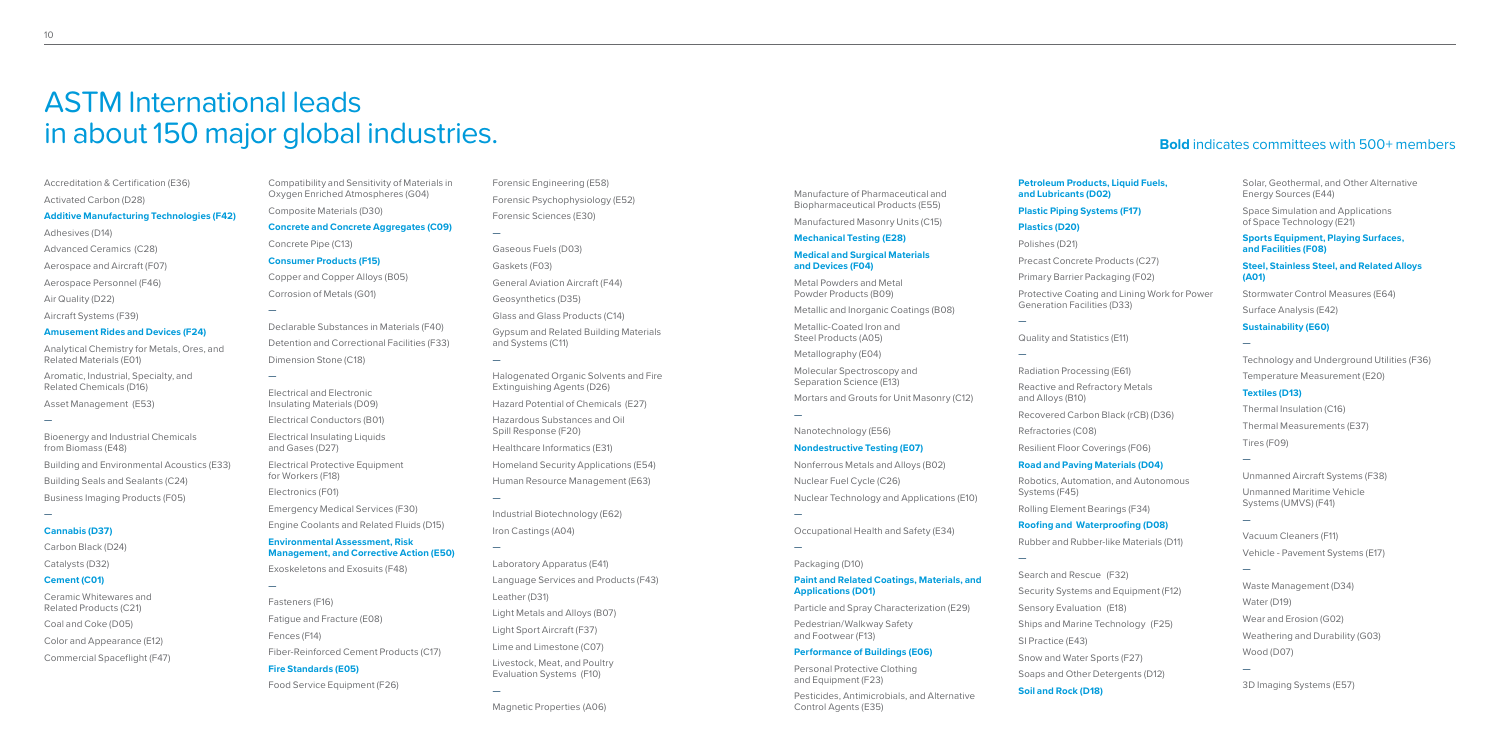# ASTM International leads in about 150 major global industries.

**Bold** indicates committees with 500+ members

Accreditation & Certification (E36)

Activated Carbon (D28)

**Additive Manufacturing Technologies (F42)**

Adhesives (D14)

Advanced Ceramics (C28)

Aerospace and Aircraft (F07)

Aerospace Personnel (F46)

Air Quality (D22)

Aircraft Systems (F39)

**Amusement Rides and Devices (F24)**

Analytical Chemistry for Metals, Ores, and Related Materials (E01)

Aromatic, Industrial, Specialty, and Related Chemicals (D16)

Asset Management (E53)

—

Bioenergy and Industrial Chemicals from Biomass (E48)

Building and Environmental Acoustics (E33)

Building Seals and Sealants (C24)

Business Imaging Products (F05)

—

**Cannabis (D37)**

Carbon Black (D24)

Catalysts (D32)

**Cement (C01)**

Ceramic Whitewares and Related Products (C21)

Coal and Coke (D05)

Color and Appearance (E12)

Commercial Spaceflight (F47)

Compatibility and Sensitivity of Materials in Oxygen Enriched Atmospheres (G04)

Composite Materials (D30)

**Concrete and Concrete Aggregates (C09)**

Concrete Pipe (C13)

**Consumer Products (F15)**

Copper and Copper Alloys (B05)

Corrosion of Metals (G01)

—

Declarable Substances in Materials (F40)

Detention and Correctional Facilities (F33)

Dimension Stone (C18)

—

Electrical and Electronic Insulating Materials (D09)

Electrical Conductors (B01)

Electrical Insulating Liquids and Gases (D27)

Electrical Protective Equipment for Workers (F18)

Electronics (F01)

Emergency Medical Services (F30)

Engine Coolants and Related Fluids (D15)

**Environmental Assessment, Risk Management, and Corrective Action (E50)**

Exoskeletons and Exosuits (F48)

—

Fasteners (F16)

Fatigue and Fracture (E08)

Fences (F14)

Fiber-Reinforced Cement Products (C17)

**Fire Standards (E05)**

Food Service Equipment (F26)

Forensic Engineering (E58)

Forensic Psychophysiology (E52)

Forensic Sciences (E30)

—

Gaseous Fuels (D03)

Gaskets (F03)

General Aviation Aircraft (F44)

Geosynthetics (D35)

Glass and Glass Products (C14)

Gypsum and Related Building Materials and Systems (C11)

—

Halogenated Organic Solvents and Fire Extinguishing Agents (D26)

Hazard Potential of Chemicals (E27)

Hazardous Substances and Oil Spill Response (F20)

Healthcare Informatics (E31)

Homeland Security Applications (E54)

Human Resource Management (E63)

—

Industrial Biotechnology (E62)

Iron Castings (A04)

—

Laboratory Apparatus (E41)

Language Services and Products (F43)

Leather (D31)

Light Metals and Alloys (B07)

Light Sport Aircraft (F37)

Lime and Limestone (C07)

Livestock, Meat, and Poultry Evaluation Systems (F10)

—

Magnetic Properties (A06)

Manufacture of Pharmaceutical and Biopharmaceutical Products (E55)

Manufactured Masonry Units (C15)

**Mechanical Testing (E28)**

**Medical and Surgical Materials and Devices (F04)**

Metal Powders and Metal Powder Products (B09)

Metallic and Inorganic Coatings (B08)

Metallic-Coated Iron and Steel Products (A05)

Metallography (E04)

Molecular Spectroscopy and Separation Science (E13)

Mortars and Grouts for Unit Masonry (C12)

—

Nanotechnology (E56)

**Nondestructive Testing (E07)**

Nonferrous Metals and Alloys (B02)

Nuclear Fuel Cycle (C26)

Nuclear Technology and Applications (E10)

—

Occupational Health and Safety (E34)

—

Packaging (D10)

**Paint and Related Coatings, Materials, and Applications (D01)**

Particle and Spray Characterization (E29)

Pedestrian/Walkway Safety and Footwear (F13)

**Performance of Buildings (E06)**

Personal Protective Clothing and Equipment (F23)

Pesticides, Antimicrobials, and Alternative Control Agents (E35)

**Petroleum Products, Liquid Fuels, and Lubricants (D02)**

**Plastic Piping Systems (F17)**

**Plastics (D20)**

Polishes (D21)

Precast Concrete Products (C27)

Primary Barrier Packaging (F02)

Protective Coating and Lining Work for Power Generation Facilities (D33)

—

Quality and Statistics (E11)

—

Radiation Processing (E61)

Reactive and Refractory Metals and Alloys (B10)

Recovered Carbon Black (rCB) (D36)

Refractories (C08)

Resilient Floor Coverings (F06)

**Road and Paving Materials (D04)**

Robotics, Automation, and Autonomous Systems (F45)

Rolling Element Bearings (F34)

**Roofing and Waterproofing (D08)**

Rubber and Rubber-like Materials (D11)

—

Search and Rescue (F32)

Security Systems and Equipment (F12)

Sensory Evaluation (E18)

Ships and Marine Technology (F25)

SI Practice (E43)

Snow and Water Sports (F27)

Soaps and Other Detergents (D12)

**Soil and Rock (D18)**

Solar, Geothermal, and Other Alternative Energy Sources (E44)

Space Simulation and Applications of Space Technology (E21)

**Sports Equipment, Playing Surfaces, and Facilities (F08)**

**Steel, Stainless Steel, and Related Alloys (A01)**

Stormwater Control Measures (E64)

Surface Analysis (E42)

**Sustainability (E60)**

—

Technology and Underground Utilities (F36)

Temperature Measurement (E20)

**Textiles (D13)**

Thermal Insulation (C16)

Thermal Measurements (E37)

Tires (F09)

—

Unmanned Aircraft Systems (F38)

Unmanned Maritime Vehicle Systems (UMVS) (F41)

—

Vacuum Cleaners (F11)

Vehicle - Pavement Systems (E17)

—

Waste Management (D34)

Water (D19)

Wear and Erosion (G02)

Weathering and Durability (G03)

Wood (D07)

—

3D Imaging Systems (E57)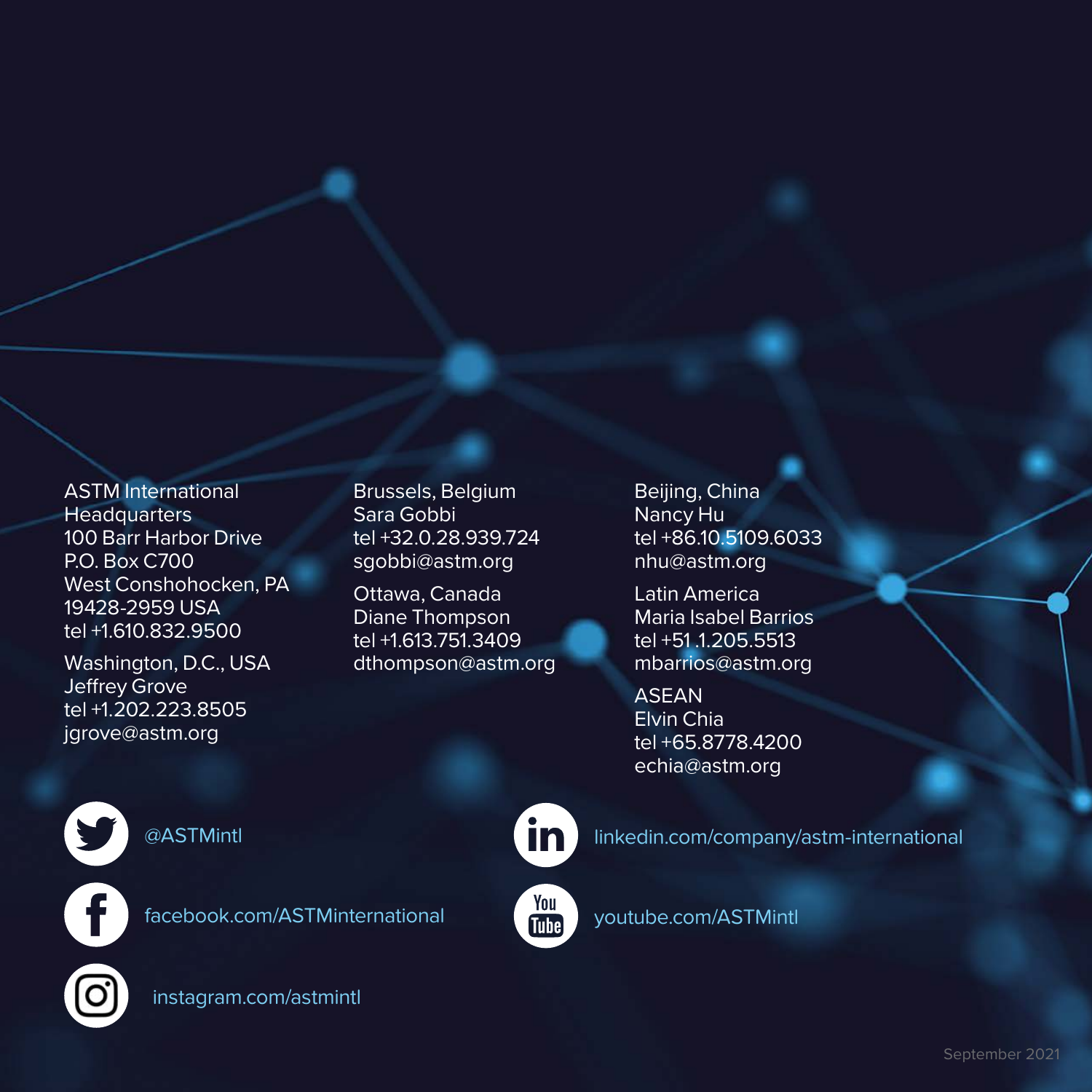ASTM International
Headquarters
100 Barr Harbor Drive
P.O. Box C700
West Conshohocken, PA
19428-2959 USA
tel +1.610.832.9500

Washington, D.C., USA
Jeffrey Grove
tel +1.202.223.8505
jgrove@astm.org

Brussels, Belgium
Sara Gobbi
tel +32.0.28.939.724
sgobbi@astm.org

Ottawa, Canada
Diane Thompson
tel +1.613.751.3409
dthompson@astm.org

Beijing, China
Nancy Hu
tel +86.10.5109.6033
nhu@astm.org

Latin America
Maria Isabel Barrios
tel +51.1.205.5513
mbarrios@astm.org

ASEAN
Elvin Chia
tel +65.8778.4200
echia@astm.org

@ASTMIntl

facebook.com/ASTMinternational

instagram.com/astmintl

linkedin.com/company/astm-international

youtube.com/ASTMIntl

September 2021